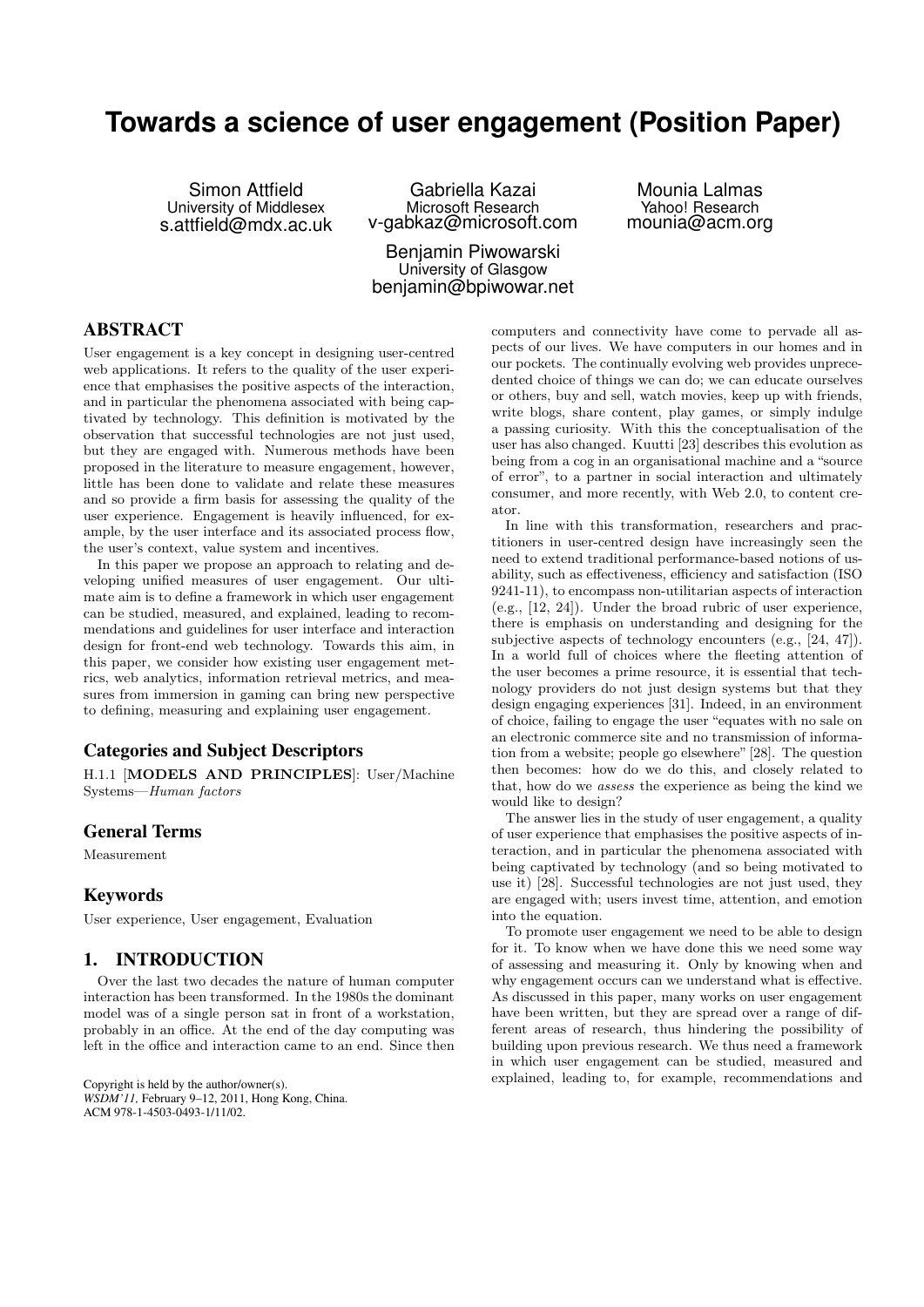# Towards a science of user engagement (Position Paper)

Simon Attfield
University of Middlesex
s.attfield@mdx.ac.uk

Gabriella Kazai
Microsoft Research
v-gabkaz@microsoft.com

Mounia Lalmas
Yahoo! Research
mounia@acm.org

Benjamin Piwowarski
University of Glasgow
benjamin@bpiwowar.net

## ABSTRACT

User engagement is a key concept in designing user-centred web applications. It refers to the quality of the user experience that emphasises the positive aspects of the interaction, and in particular the phenomena associated with being captivated by technology. This definition is motivated by the observation that successful technologies are not just used, but they are engaged with. Numerous methods have been proposed in the literature to measure engagement, however, little has been done to validate and relate these measures and so provide a firm basis for assessing the quality of the user experience. Engagement is heavily influenced, for example, by the user interface and its associated process flow, the user's context, value system and incentives.

In this paper we propose an approach to relating and developing unified measures of user engagement. Our ultimate aim is to define a framework in which user engagement can be studied, measured, and explained, leading to recommendations and guidelines for user interface and interaction design for front-end web technology. Towards this aim, in this paper, we consider how existing user engagement metrics, web analytics, information retrieval metrics, and measures from immersion in gaming can bring new perspective to defining, measuring and explaining user engagement.

### Categories and Subject Descriptors

H.1.1 [**MODELS AND PRINCIPLES**]: User/Machine Systems—*Human factors*

### General Terms

Measurement

### Keywords

User experience, User engagement, Evaluation

## 1. INTRODUCTION

Over the last two decades the nature of human computer interaction has been transformed. In the 1980s the dominant model was of a single person sat in front of a workstation, probably in an office. At the end of the day computing was left in the office and interaction came to an end. Since then computers and connectivity have come to pervade all aspects of our lives. We have computers in our homes and in our pockets. The continually evolving web provides unprecedented choice of things we can do; we can educate ourselves or others, buy and sell, watch movies, keep up with friends, write blogs, share content, play games, or simply indulge a passing curiosity. With this the conceptualisation of the user has also changed. Kuutti [23] describes this evolution as being from a cog in an organisational machine and a "source of error", to a partner in social interaction and ultimately consumer, and more recently, with Web 2.0, to content creator.

In line with this transformation, researchers and practitioners in user-centred design have increasingly seen the need to extend traditional performance-based notions of usability, such as effectiveness, efficiency and satisfaction (ISO 9241-11), to encompass non-utilitarian aspects of interaction (e.g., [12, 24]). Under the broad rubric of user experience, there is emphasis on understanding and designing for the subjective aspects of technology encounters (e.g., [24, 47]). In a world full of choices where the fleeting attention of the user becomes a prime resource, it is essential that technology providers do not just design systems but that they design engaging experiences [31]. Indeed, in an environment of choice, failing to engage the user "equates with no sale on an electronic commerce site and no transmission of information from a website; people go elsewhere" [28]. The question then becomes: how do we do this, and closely related to that, how do we *assess* the experience as being the kind we would like to design?

The answer lies in the study of user engagement, a quality of user experience that emphasises the positive aspects of interaction, and in particular the phenomena associated with being captivated by technology (and so being motivated to use it) [28]. Successful technologies are not just used, they are engaged with; users invest time, attention, and emotion into the equation.

To promote user engagement we need to be able to design for it. To know when we have done this we need some way of assessing and measuring it. Only by knowing when and why engagement occurs can we understand what is effective. As discussed in this paper, many works on user engagement have been written, but they are spread over a range of different areas of research, thus hindering the possibility of building upon previous research. We thus need a framework in which user engagement can be studied, measured and explained, leading to, for example, recommendations and

Copyright is held by the author/owner(s).
*WSDM'11,* February 9–12, 2011, Hong Kong, China.
ACM 978-1-4503-0493-1/11/02.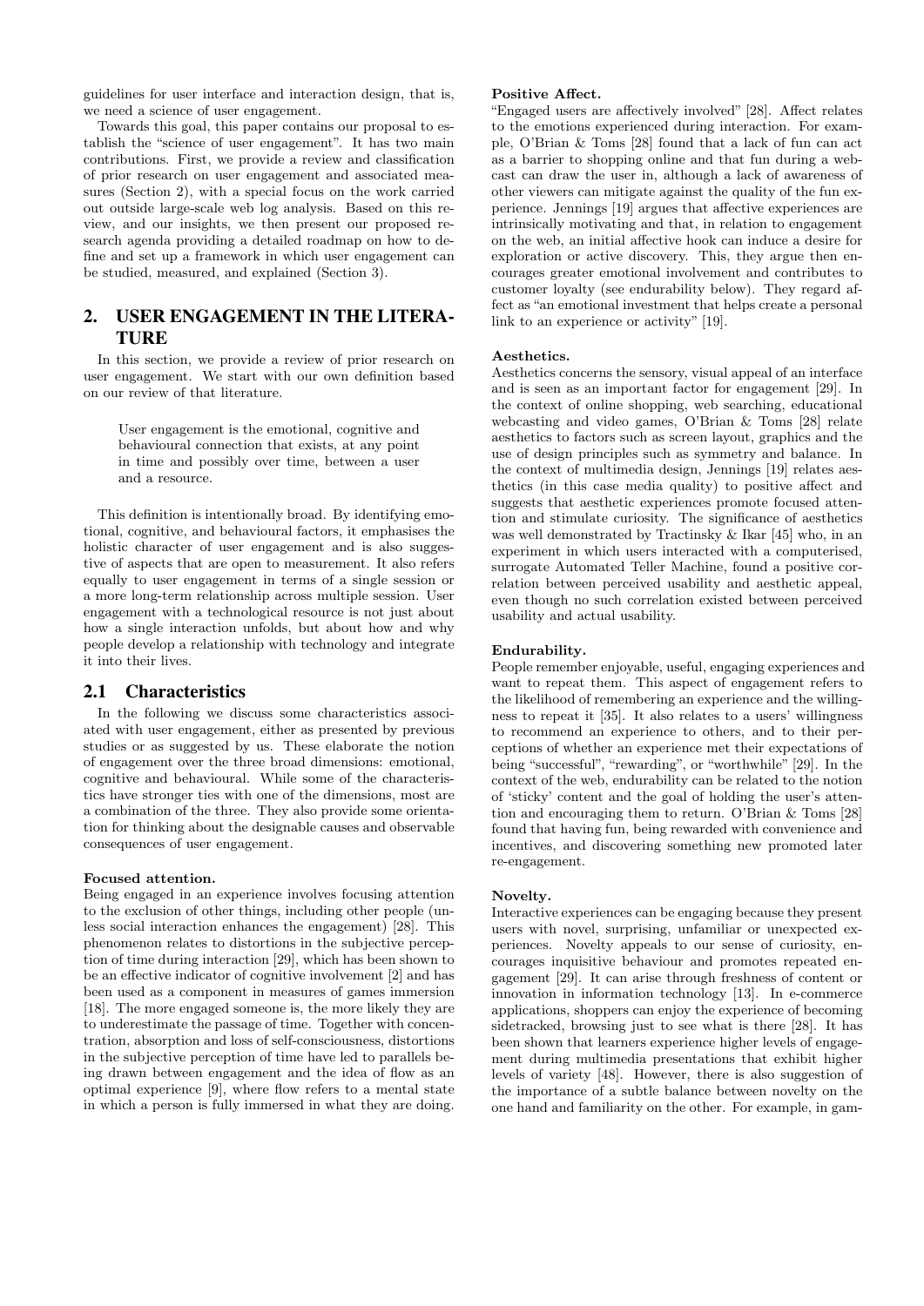guidelines for user interface and interaction design, that is, we need a science of user engagement.

Towards this goal, this paper contains our proposal to establish the "science of user engagement". It has two main contributions. First, we provide a review and classification of prior research on user engagement and associated measures (Section 2), with a special focus on the work carried out outside large-scale web log analysis. Based on this review, and our insights, we then present our proposed research agenda providing a detailed roadmap on how to define and set up a framework in which user engagement can be studied, measured, and explained (Section 3).

## 2. USER ENGAGEMENT IN THE LITERATURE

In this section, we provide a review of prior research on user engagement. We start with our own definition based on our review of that literature.

> User engagement is the emotional, cognitive and behavioural connection that exists, at any point in time and possibly over time, between a user and a resource.

This definition is intentionally broad. By identifying emotional, cognitive, and behavioural factors, it emphasises the holistic character of user engagement and is also suggestive of aspects that are open to measurement. It also refers equally to user engagement in terms of a single session or a more long-term relationship across multiple session. User engagement with a technological resource is not just about how a single interaction unfolds, but about how and why people develop a relationship with technology and integrate it into their lives.

### 2.1 Characteristics

In the following we discuss some characteristics associated with user engagement, either as presented by previous studies or as suggested by us. These elaborate the notion of engagement over the three broad dimensions: emotional, cognitive and behavioural. While some of the characteristics have stronger ties with one of the dimensions, most are a combination of the three. They also provide some orientation for thinking about the designable causes and observable consequences of user engagement.

**Focused attention.**

Being engaged in an experience involves focusing attention to the exclusion of other things, including other people (unless social interaction enhances the engagement) [28]. This phenomenon relates to distortions in the subjective perception of time during interaction [29], which has been shown to be an effective indicator of cognitive involvement [2] and has been used as a component in measures of games immersion [18]. The more engaged someone is, the more likely they are to underestimate the passage of time. Together with concentration, absorption and loss of self-consciousness, distortions in the subjective perception of time have led to parallels being drawn between engagement and the idea of flow as an optimal experience [9], where flow refers to a mental state in which a person is fully immersed in what they are doing.

**Positive Affect.**

"Engaged users are affectively involved" [28]. Affect relates to the emotions experienced during interaction. For example, O'Brian & Toms [28] found that a lack of fun can act as a barrier to shopping online and that fun during a webcast can draw the user in, although a lack of awareness of other viewers can mitigate against the quality of the fun experience. Jennings [19] argues that affective experiences are intrinsically motivating and that, in relation to engagement on the web, an initial affective hook can induce a desire for exploration or active discovery. This, they argue then encourages greater emotional involvement and contributes to customer loyalty (see endurability below). They regard affect as "an emotional investment that helps create a personal link to an experience or activity" [19].

**Aesthetics.**

Aesthetics concerns the sensory, visual appeal of an interface and is seen as an important factor for engagement [29]. In the context of online shopping, web searching, educational webcasting and video games, O'Brian & Toms [28] relate aesthetics to factors such as screen layout, graphics and the use of design principles such as symmetry and balance. In the context of multimedia design, Jennings [19] relates aesthetics (in this case media quality) to positive affect and suggests that aesthetic experiences promote focused attention and stimulate curiosity. The significance of aesthetics was well demonstrated by Tractinsky & Ikar [45] who, in an experiment in which users interacted with a computerised, surrogate Automated Teller Machine, found a positive correlation between perceived usability and aesthetic appeal, even though no such correlation existed between perceived usability and actual usability.

**Endurability.**

People remember enjoyable, useful, engaging experiences and want to repeat them. This aspect of engagement refers to the likelihood of remembering an experience and the willingness to repeat it [35]. It also relates to a users' willingness to recommend an experience to others, and to their perceptions of whether an experience met their expectations of being "successful", "rewarding", or "worthwhile" [29]. In the context of the web, endurability can be related to the notion of 'sticky' content and the goal of holding the user's attention and encouraging them to return. O'Brian & Toms [28] found that having fun, being rewarded with convenience and incentives, and discovering something new promoted later re-engagement.

**Novelty.**

Interactive experiences can be engaging because they present users with novel, surprising, unfamiliar or unexpected experiences. Novelty appeals to our sense of curiosity, encourages inquisitive behaviour and promotes repeated engagement [29]. It can arise through freshness of content or innovation in information technology [13]. In e-commerce applications, shoppers can enjoy the experience of becoming sidetracked, browsing just to see what is there [28]. It has been shown that learners experience higher levels of engagement during multimedia presentations that exhibit higher levels of variety [48]. However, there is also suggestion of the importance of a subtle balance between novelty on the one hand and familiarity on the other. For example, in gam-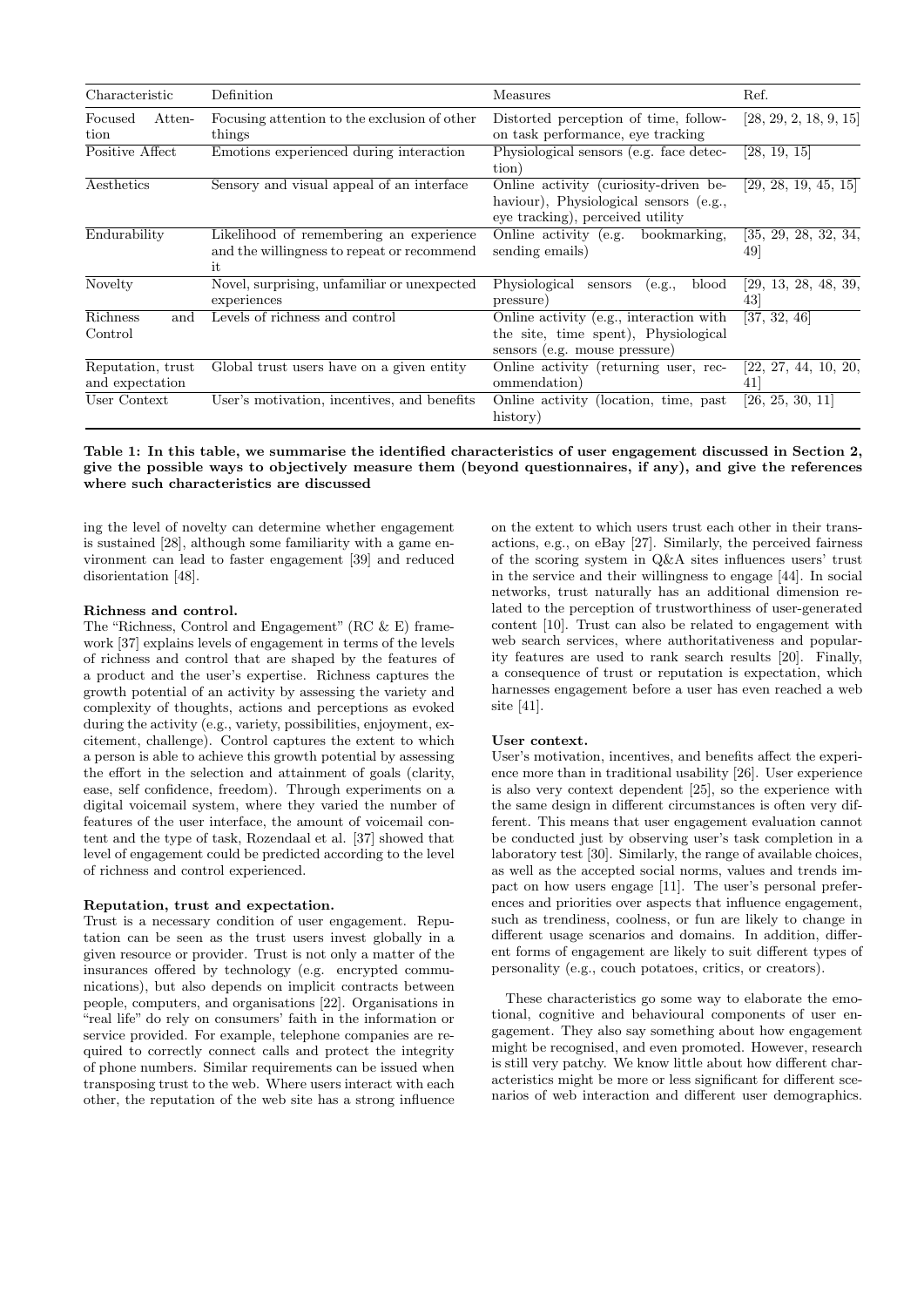| Characteristic | Definition | Measures | Ref. |
|---|---|---|---|
| Focused Attention | Focusing attention to the exclusion of other things | Distorted perception of time, follow-on task performance, eye tracking | [28, 29, 2, 18, 9, 15] |
| Positive Affect | Emotions experienced during interaction | Physiological sensors (e.g. face detection) | [28, 19, 15] |
| Aesthetics | Sensory and visual appeal of an interface | Online activity (curiosity-driven behaviour), Physiological sensors (e.g., eye tracking), perceived utility | [29, 28, 19, 45, 15] |
| Endurability | Likelihood of remembering an experience and the willingness to repeat or recommend it | Online activity (e.g. bookmarking, sending emails) | [35, 29, 28, 32, 34, 49] |
| Novelty | Novel, surprising, unfamiliar or unexpected experiences | Physiological sensors (e.g., blood pressure) | [29, 13, 28, 48, 39, 43] |
| Richness and Control | Levels of richness and control | Online activity (e.g., interaction with the site, time spent), Physiological sensors (e.g. mouse pressure) | [37, 32, 46] |
| Reputation, trust and expectation | Global trust users have on a given entity | Online activity (returning user, recommendation) | [22, 27, 44, 10, 20, 41] |
| User Context | User's motivation, incentives, and benefits | Online activity (location, time, past history) | [26, 25, 30, 11] |

**Table 1: In this table, we summarise the identified characteristics of user engagement discussed in Section 2, give the possible ways to objectively measure them (beyond questionnaires, if any), and give the references where such characteristics are discussed**

ing the level of novelty can determine whether engagement is sustained [28], although some familiarity with a game environment can lead to faster engagement [39] and reduced disorientation [48].

**Richness and control.**

The "Richness, Control and Engagement" (RC & E) framework [37] explains levels of engagement in terms of the levels of richness and control that are shaped by the features of a product and the user's expertise. Richness captures the growth potential of an activity by assessing the variety and complexity of thoughts, actions and perceptions as evoked during the activity (e.g., variety, possibilities, enjoyment, excitement, challenge). Control captures the extent to which a person is able to achieve this growth potential by assessing the effort in the selection and attainment of goals (clarity, ease, self confidence, freedom). Through experiments on a digital voicemail system, where they varied the number of features of the user interface, the amount of voicemail content and the type of task, Rozendaal et al. [37] showed that level of engagement could be predicted according to the level of richness and control experienced.

**Reputation, trust and expectation.**

Trust is a necessary condition of user engagement. Reputation can be seen as the trust users invest globally in a given resource or provider. Trust is not only a matter of the insurances offered by technology (e.g. encrypted communications), but also depends on implicit contracts between people, computers, and organisations [22]. Organisations in "real life" do rely on consumers' faith in the information or service provided. For example, telephone companies are required to correctly connect calls and protect the integrity of phone numbers. Similar requirements can be issued when transposing trust to the web. Where users interact with each other, the reputation of the web site has a strong influence on the extent to which users trust each other in their transactions, e.g., on eBay [27]. Similarly, the perceived fairness of the scoring system in Q&A sites influences users' trust in the service and their willingness to engage [44]. In social networks, trust naturally has an additional dimension related to the perception of trustworthiness of user-generated content [10]. Trust can also be related to engagement with web search services, where authoritativeness and popularity features are used to rank search results [20]. Finally, a consequence of trust or reputation is expectation, which harnesses engagement before a user has even reached a web site [41].

**User context.**

User's motivation, incentives, and benefits affect the experience more than in traditional usability [26]. User experience is also very context dependent [25], so the experience with the same design in different circumstances is often very different. This means that user engagement evaluation cannot be conducted just by observing user's task completion in a laboratory test [30]. Similarly, the range of available choices, as well as the accepted social norms, values and trends impact on how users engage [11]. The user's personal preferences and priorities over aspects that influence engagement, such as trendiness, coolness, or fun are likely to change in different usage scenarios and domains. In addition, different forms of engagement are likely to suit different types of personality (e.g., couch potatoes, critics, or creators).

These characteristics go some way to elaborate the emotional, cognitive and behavioural components of user engagement. They also say something about how engagement might be recognised, and even promoted. However, research is still very patchy. We know little about how different characteristics might be more or less significant for different scenarios of web interaction and different user demographics.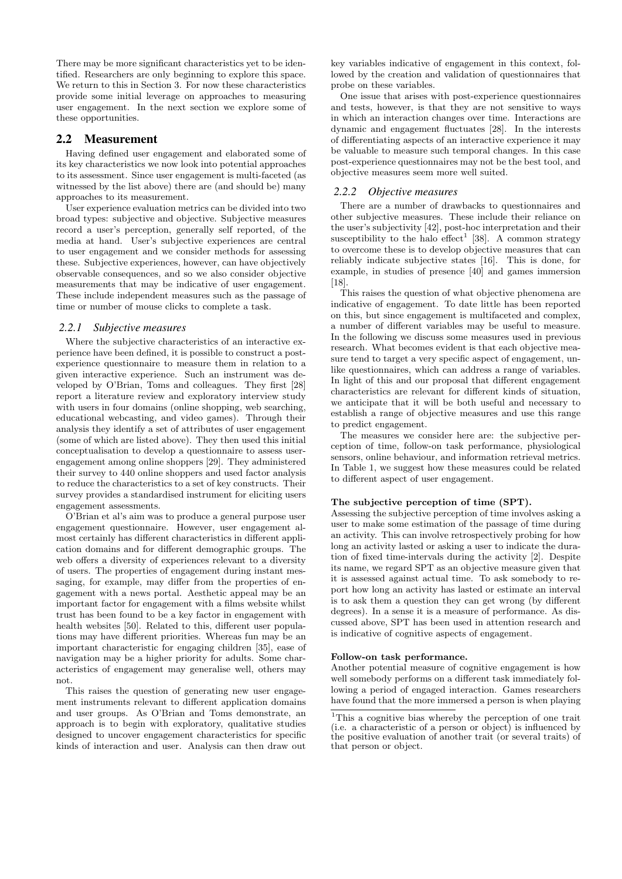There may be more significant characteristics yet to be identified. Researchers are only beginning to explore this space. We return to this in Section 3. For now these characteristics provide some initial leverage on approaches to measuring user engagement. In the next section we explore some of these opportunities.

## 2.2 Measurement

Having defined user engagement and elaborated some of its key characteristics we now look into potential approaches to its assessment. Since user engagement is multi-faceted (as witnessed by the list above) there are (and should be) many approaches to its measurement.

User experience evaluation metrics can be divided into two broad types: subjective and objective. Subjective measures record a user's perception, generally self reported, of the media at hand. User's subjective experiences are central to user engagement and we consider methods for assessing these. Subjective experiences, however, can have objectively observable consequences, and so we also consider objective measurements that may be indicative of user engagement. These include independent measures such as the passage of time or number of mouse clicks to complete a task.

### *2.2.1 Subjective measures*

Where the subjective characteristics of an interactive experience have been defined, it is possible to construct a post-experience questionnaire to measure them in relation to a given interactive experience. Such an instrument was developed by O'Brian, Toms and colleagues. They first [28] report a literature review and exploratory interview study with users in four domains (online shopping, web searching, educational webcasting, and video games). Through their analysis they identify a set of attributes of user engagement (some of which are listed above). They then used this initial conceptualisation to develop a questionnaire to assess user-engagement among online shoppers [29]. They administered their survey to 440 online shoppers and used factor analysis to reduce the characteristics to a set of key constructs. Their survey provides a standardised instrument for eliciting users engagement assessments.

O'Brian et al's aim was to produce a general purpose user engagement questionnaire. However, user engagement almost certainly has different characteristics in different application domains and for different demographic groups. The web offers a diversity of experiences relevant to a diversity of users. The properties of engagement during instant messaging, for example, may differ from the properties of engagement with a news portal. Aesthetic appeal may be an important factor for engagement with a films website whilst trust has been found to be a key factor in engagement with health websites [50]. Related to this, different user populations may have different priorities. Whereas fun may be an important characteristic for engaging children [35], ease of navigation may be a higher priority for adults. Some characteristics of engagement may generalise well, others may not.

This raises the question of generating new user engagement instruments relevant to different application domains and user groups. As O'Brian and Toms demonstrate, an approach is to begin with exploratory, qualitative studies designed to uncover engagement characteristics for specific kinds of interaction and user. Analysis can then draw out key variables indicative of engagement in this context, followed by the creation and validation of questionnaires that probe on these variables.

One issue that arises with post-experience questionnaires and tests, however, is that they are not sensitive to ways in which an interaction changes over time. Interactions are dynamic and engagement fluctuates [28]. In the interests of differentiating aspects of an interactive experience it may be valuable to measure such temporal changes. In this case post-experience questionnaires may not be the best tool, and objective measures seem more well suited.

### *2.2.2 Objective measures*

There are a number of drawbacks to questionnaires and other subjective measures. These include their reliance on the user's subjectivity [42], post-hoc interpretation and their susceptibility to the halo effect[1] [38]. A common strategy to overcome these is to develop objective measures that can reliably indicate subjective states [16]. This is done, for example, in studies of presence [40] and games immersion [18].

This raises the question of what objective phenomena are indicative of engagement. To date little has been reported on this, but since engagement is multifaceted and complex, a number of different variables may be useful to measure. In the following we discuss some measures used in previous research. What becomes evident is that each objective measure tend to target a very specific aspect of engagement, unlike questionnaires, which can address a range of variables. In light of this and our proposal that different engagement characteristics are relevant for different kinds of situation, we anticipate that it will be both useful and necessary to establish a range of objective measures and use this range to predict engagement.

The measures we consider here are: the subjective perception of time, follow-on task performance, physiological sensors, online behaviour, and information retrieval metrics. In Table 1, we suggest how these measures could be related to different aspect of user engagement.

**The subjective perception of time (SPT).**

Assessing the subjective perception of time involves asking a user to make some estimation of the passage of time during an activity. This can involve retrospectively probing for how long an activity lasted or asking a user to indicate the duration of fixed time-intervals during the activity [2]. Despite its name, we regard SPT as an objective measure given that it is assessed against actual time. To ask somebody to report how long an activity has lasted or estimate an interval is to ask them a question they can get wrong (by different degrees). In a sense it is a measure of performance. As discussed above, SPT has been used in attention research and is indicative of cognitive aspects of engagement.

**Follow-on task performance.**

Another potential measure of cognitive engagement is how well somebody performs on a different task immediately following a period of engaged interaction. Games researchers have found that the more immersed a person is when playing

[1] This a cognitive bias whereby the perception of one trait (i.e. a characteristic of a person or object) is influenced by the positive evaluation of another trait (or several traits) of that person or object.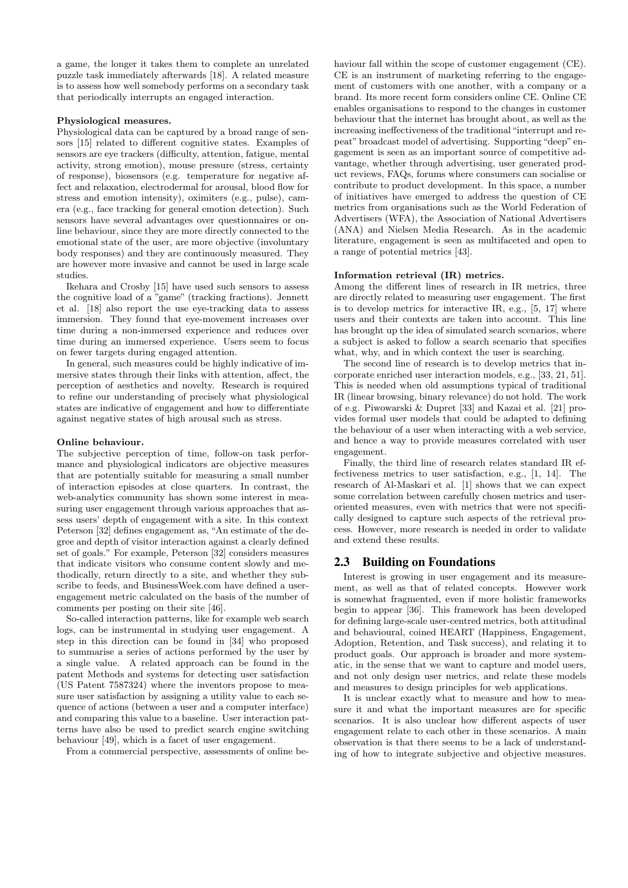a game, the longer it takes them to complete an unrelated puzzle task immediately afterwards [18]. A related measure is to assess how well somebody performs on a secondary task that periodically interrupts an engaged interaction.

**Physiological measures.**
Physiological data can be captured by a broad range of sensors [15] related to different cognitive states. Examples of sensors are eye trackers (difficulty, attention, fatigue, mental activity, strong emotion), mouse pressure (stress, certainty of response), biosensors (e.g. temperature for negative affect and relaxation, electrodermal for arousal, blood flow for stress and emotion intensity), oximiters (e.g., pulse), camera (e.g., face tracking for general emotion detection). Such sensors have several advantages over questionnaires or online behaviour, since they are more directly connected to the emotional state of the user, are more objective (involuntary body responses) and they are continuously measured. They are however more invasive and cannot be used in large scale studies.

Ikehara and Crosby [15] have used such sensors to assess the cognitive load of a "game" (tracking fractions). Jennett et al. [18] also report the use eye-tracking data to assess immersion. They found that eye-movement increases over time during a non-immersed experience and reduces over time during an immersed experience. Users seem to focus on fewer targets during engaged attention.

In general, such measures could be highly indicative of immersive states through their links with attention, affect, the perception of aesthetics and novelty. Research is required to refine our understanding of precisely what physiological states are indicative of engagement and how to differentiate against negative states of high arousal such as stress.

**Online behaviour.**
The subjective perception of time, follow-on task performance and physiological indicators are objective measures that are potentially suitable for measuring a small number of interaction episodes at close quarters. In contrast, the web-analytics community has shown some interest in measuring user engagement through various approaches that assess users' depth of engagement with a site. In this context Peterson [32] defines engagement as, "An estimate of the degree and depth of visitor interaction against a clearly defined set of goals." For example, Peterson [32] considers measures that indicate visitors who consume content slowly and methodically, return directly to a site, and whether they subscribe to feeds, and BusinessWeek.com have defined a user-engagement metric calculated on the basis of the number of comments per posting on their site [46].

So-called interaction patterns, like for example web search logs, can be instrumental in studying user engagement. A step in this direction can be found in [34] who proposed to summarise a series of actions performed by the user by a single value. A related approach can be found in the patent Methods and systems for detecting user satisfaction (US Patent 7587324) where the inventors propose to measure user satisfaction by assigning a utility value to each sequence of actions (between a user and a computer interface) and comparing this value to a baseline. User interaction patterns have also be used to predict search engine switching behaviour [49], which is a facet of user engagement.

From a commercial perspective, assessments of online behaviour fall within the scope of customer engagement (CE). CE is an instrument of marketing referring to the engagement of customers with one another, with a company or a brand. Its more recent form considers online CE. Online CE enables organisations to respond to the changes in customer behaviour that the internet has brought about, as well as the increasing ineffectiveness of the traditional "interrupt and repeat" broadcast model of advertising. Supporting "deep" engagement is seen as an important source of competitive advantage, whether through advertising, user generated product reviews, FAQs, forums where consumers can socialise or contribute to product development. In this space, a number of initiatives have emerged to address the question of CE metrics from organisations such as the World Federation of Advertisers (WFA), the Association of National Advertisers (ANA) and Nielsen Media Research. As in the academic literature, engagement is seen as multifaceted and open to a range of potential metrics [43].

**Information retrieval (IR) metrics.**
Among the different lines of research in IR metrics, three are directly related to measuring user engagement. The first is to develop metrics for interactive IR, e.g., [5, 17] where users and their contexts are taken into account. This line has brought up the idea of simulated search scenarios, where a subject is asked to follow a search scenario that specifies what, why, and in which context the user is searching.

The second line of research is to develop metrics that incorporate enriched user interaction models, e.g., [33, 21, 51]. This is needed when old assumptions typical of traditional IR (linear browsing, binary relevance) do not hold. The work of e.g. Piwowarski & Dupret [33] and Kazai et al. [21] provides formal user models that could be adapted to defining the behaviour of a user when interacting with a web service, and hence a way to provide measures correlated with user engagement.

Finally, the third line of research relates standard IR effectiveness metrics to user satisfaction, e.g., [1, 14]. The research of Al-Maskari et al. [1] shows that we can expect some correlation between carefully chosen metrics and user-oriented measures, even with metrics that were not specifically designed to capture such aspects of the retrieval process. However, more research is needed in order to validate and extend these results.

## 2.3 Building on Foundations

Interest is growing in user engagement and its measurement, as well as that of related concepts. However work is somewhat fragmented, even if more holistic frameworks begin to appear [36]. This framework has been developed for defining large-scale user-centred metrics, both attitudinal and behavioural, coined HEART (Happiness, Engagement, Adoption, Retention, and Task success), and relating it to product goals. Our approach is broader and more systematic, in the sense that we want to capture and model users, and not only design user metrics, and relate these models and measures to design principles for web applications.

It is unclear exactly what to measure and how to measure it and what the important measures are for specific scenarios. It is also unclear how different aspects of user engagement relate to each other in these scenarios. A main observation is that there seems to be a lack of understanding of how to integrate subjective and objective measures.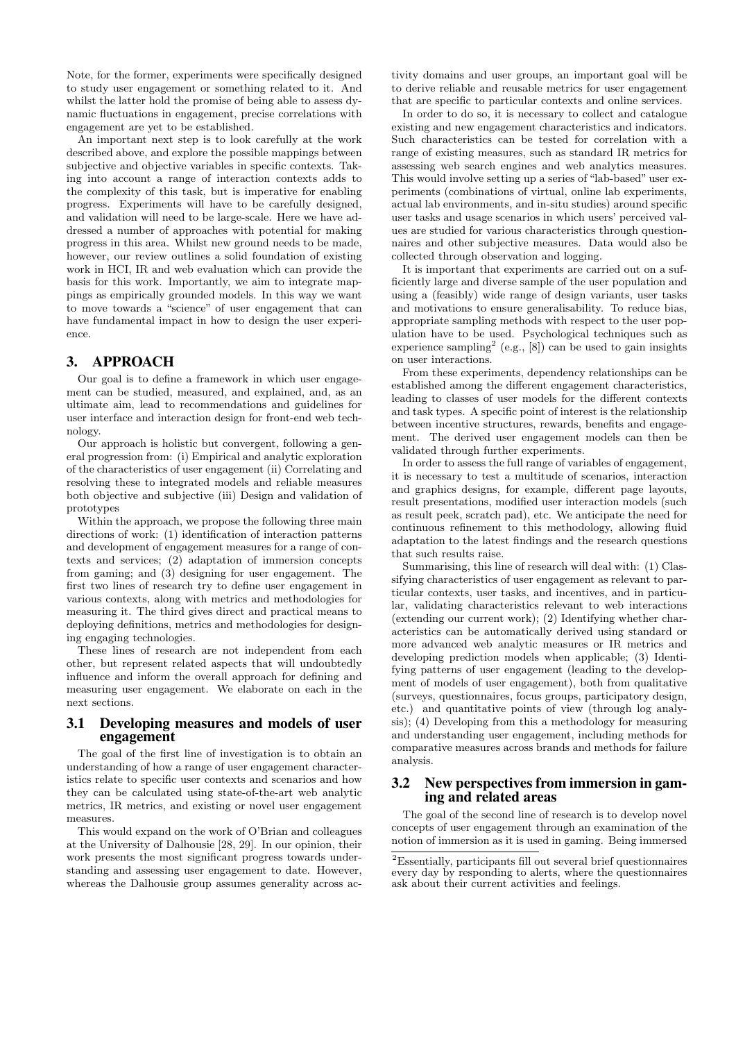Note, for the former, experiments were specifically designed to study user engagement or something related to it. And whilst the latter hold the promise of being able to assess dynamic fluctuations in engagement, precise correlations with engagement are yet to be established.

An important next step is to look carefully at the work described above, and explore the possible mappings between subjective and objective variables in specific contexts. Taking into account a range of interaction contexts adds to the complexity of this task, but is imperative for enabling progress. Experiments will have to be carefully designed, and validation will need to be large-scale. Here we have addressed a number of approaches with potential for making progress in this area. Whilst new ground needs to be made, however, our review outlines a solid foundation of existing work in HCI, IR and web evaluation which can provide the basis for this work. Importantly, we aim to integrate mappings as empirically grounded models. In this way we want to move towards a "science" of user engagement that can have fundamental impact in how to design the user experience.

## 3. APPROACH

Our goal is to define a framework in which user engagement can be studied, measured, and explained, and, as an ultimate aim, lead to recommendations and guidelines for user interface and interaction design for front-end web technology.

Our approach is holistic but convergent, following a general progression from: (i) Empirical and analytic exploration of the characteristics of user engagement (ii) Correlating and resolving these to integrated models and reliable measures both objective and subjective (iii) Design and validation of prototypes

Within the approach, we propose the following three main directions of work: (1) identification of interaction patterns and development of engagement measures for a range of contexts and services; (2) adaptation of immersion concepts from gaming; and (3) designing for user engagement. The first two lines of research try to define user engagement in various contexts, along with metrics and methodologies for measuring it. The third gives direct and practical means to deploying definitions, metrics and methodologies for designing engaging technologies.

These lines of research are not independent from each other, but represent related aspects that will undoubtedly influence and inform the overall approach for defining and measuring user engagement. We elaborate on each in the next sections.

### 3.1 Developing measures and models of user engagement

The goal of the first line of investigation is to obtain an understanding of how a range of user engagement characteristics relate to specific user contexts and scenarios and how they can be calculated using state-of-the-art web analytic metrics, IR metrics, and existing or novel user engagement measures.

This would expand on the work of O'Brian and colleagues at the University of Dalhousie [28, 29]. In our opinion, their work presents the most significant progress towards understanding and assessing user engagement to date. However, whereas the Dalhousie group assumes generality across activity domains and user groups, an important goal will be to derive reliable and reusable metrics for user engagement that are specific to particular contexts and online services.

In order to do so, it is necessary to collect and catalogue existing and new engagement characteristics and indicators. Such characteristics can be tested for correlation with a range of existing measures, such as standard IR metrics for assessing web search engines and web analytics measures. This would involve setting up a series of "lab-based" user experiments (combinations of virtual, online lab experiments, actual lab environments, and in-situ studies) around specific user tasks and usage scenarios in which users' perceived values are studied for various characteristics through questionnaires and other subjective measures. Data would also be collected through observation and logging.

It is important that experiments are carried out on a sufficiently large and diverse sample of the user population and using a (feasibly) wide range of design variants, user tasks and motivations to ensure generalisability. To reduce bias, appropriate sampling methods with respect to the user population have to be used. Psychological techniques such as experience sampling[2] (e.g., [8]) can be used to gain insights on user interactions.

From these experiments, dependency relationships can be established among the different engagement characteristics, leading to classes of user models for the different contexts and task types. A specific point of interest is the relationship between incentive structures, rewards, benefits and engagement. The derived user engagement models can then be validated through further experiments.

In order to assess the full range of variables of engagement, it is necessary to test a multitude of scenarios, interaction and graphics designs, for example, different page layouts, result presentations, modified user interaction models (such as result peek, scratch pad), etc. We anticipate the need for continuous refinement to this methodology, allowing fluid adaptation to the latest findings and the research questions that such results raise.

Summarising, this line of research will deal with: (1) Classifying characteristics of user engagement as relevant to particular contexts, user tasks, and incentives, and in particular, validating characteristics relevant to web interactions (extending our current work); (2) Identifying whether characteristics can be automatically derived using standard or more advanced web analytic measures or IR metrics and developing prediction models when applicable; (3) Identifying patterns of user engagement (leading to the development of models of user engagement), both from qualitative (surveys, questionnaires, focus groups, participatory design, etc.) and quantitative points of view (through log analysis); (4) Developing from this a methodology for measuring and understanding user engagement, including methods for comparative measures across brands and methods for failure analysis.

### 3.2 New perspectives from immersion in gaming and related areas

The goal of the second line of research is to develop novel concepts of user engagement through an examination of the notion of immersion as it is used in gaming. Being immersed

[2]Essentially, participants fill out several brief questionnaires every day by responding to alerts, where the questionnaires ask about their current activities and feelings.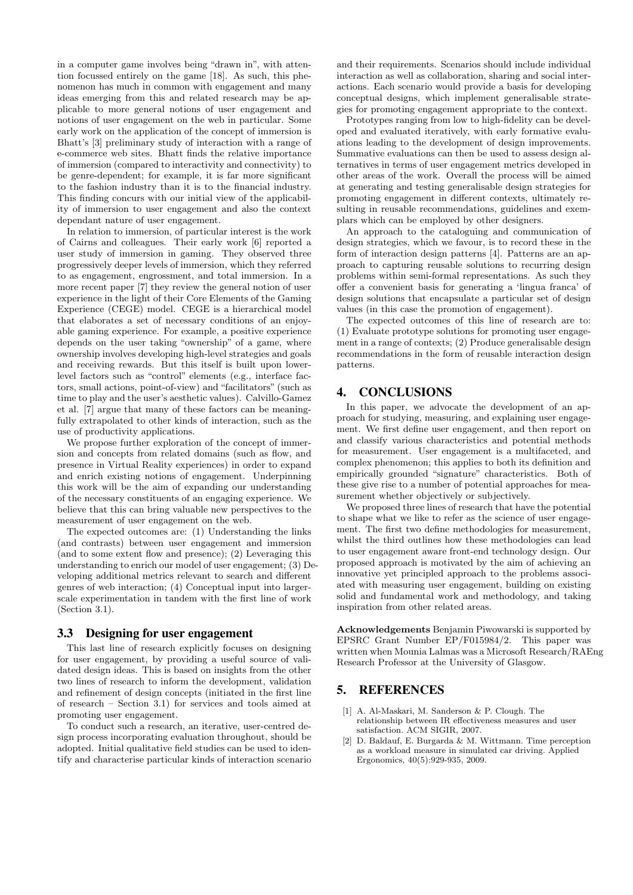in a computer game involves being "drawn in", with attention focussed entirely on the game [18]. As such, this phenomenon has much in common with engagement and many ideas emerging from this and related research may be applicable to more general notions of user engagement and notions of user engagement on the web in particular. Some early work on the application of the concept of immersion is Bhatt's [3] preliminary study of interaction with a range of e-commerce web sites. Bhatt finds the relative importance of immersion (compared to interactivity and connectivity) to be genre-dependent; for example, it is far more significant to the fashion industry than it is to the financial industry. This finding concurs with our initial view of the applicability of immersion to user engagement and also the context dependant nature of user engagement.

In relation to immersion, of particular interest is the work of Cairns and colleagues. Their early work [6] reported a user study of immersion in gaming. They observed three progressively deeper levels of immersion, which they referred to as engagement, engrossment, and total immersion. In a more recent paper [7] they review the general notion of user experience in the light of their Core Elements of the Gaming Experience (CEGE) model. CEGE is a hierarchical model that elaborates a set of necessary conditions of an enjoyable gaming experience. For example, a positive experience depends on the user taking "ownership" of a game, where ownership involves developing high-level strategies and goals and receiving rewards. But this itself is built upon lower-level factors such as "control" elements (e.g., interface factors, small actions, point-of-view) and "facilitators" (such as time to play and the user's aesthetic values). Calvillo-Gamez et al. [7] argue that many of these factors can be meaningfully extrapolated to other kinds of interaction, such as the use of productivity applications.

We propose further exploration of the concept of immersion and concepts from related domains (such as flow, and presence in Virtual Reality experiences) in order to expand and enrich existing notions of engagement. Underpinning this work will be the aim of expanding our understanding of the necessary constituents of an engaging experience. We believe that this can bring valuable new perspectives to the measurement of user engagement on the web.

The expected outcomes are: (1) Understanding the links (and contrasts) between user engagement and immersion (and to some extent flow and presence); (2) Leveraging this understanding to enrich our model of user engagement; (3) Developing additional metrics relevant to search and different genres of web interaction; (4) Conceptual input into larger-scale experimentation in tandem with the first line of work (Section 3.1).

### 3.3 Designing for user engagement

This last line of research explicitly focuses on designing for user engagement, by providing a useful source of validated design ideas. This is based on insights from the other two lines of research to inform the development, validation and refinement of design concepts (initiated in the first line of research – Section 3.1) for services and tools aimed at promoting user engagement.

To conduct such a research, an iterative, user-centred design process incorporating evaluation throughout, should be adopted. Initial qualitative field studies can be used to identify and characterise particular kinds of interaction scenario and their requirements. Scenarios should include individual interaction as well as collaboration, sharing and social interactions. Each scenario would provide a basis for developing conceptual designs, which implement generalisable strategies for promoting engagement appropriate to the context.

Prototypes ranging from low to high-fidelity can be developed and evaluated iteratively, with early formative evaluations leading to the development of design improvements. Summative evaluations can then be used to assess design alternatives in terms of user engagement metrics developed in other areas of the work. Overall the process will be aimed at generating and testing generalisable design strategies for promoting engagement in different contexts, ultimately resulting in reusable recommendations, guidelines and exemplars which can be employed by other designers.

An approach to the cataloguing and communication of design strategies, which we favour, is to record these in the form of interaction design patterns [4]. Patterns are an approach to capturing reusable solutions to recurring design problems within semi-formal representations. As such they offer a convenient basis for generating a 'lingua franca' of design solutions that encapsulate a particular set of design values (in this case the promotion of engagement).

The expected outcomes of this line of research are to: (1) Evaluate prototype solutions for promoting user engagement in a range of contexts; (2) Produce generalisable design recommendations in the form of reusable interaction design patterns.

## 4. CONCLUSIONS

In this paper, we advocate the development of an approach for studying, measuring, and explaining user engagement. We first define user engagement, and then report on and classify various characteristics and potential methods for measurement. User engagement is a multifaceted, and complex phenomenon; this applies to both its definition and empirically grounded "signature" characteristics. Both of these give rise to a number of potential approaches for measurement whether objectively or subjectively.

We proposed three lines of research that have the potential to shape what we like to refer as the science of user engagement. The first two define methodologies for measurement, whilst the third outlines how these methodologies can lead to user engagement aware front-end technology design. Our proposed approach is motivated by the aim of achieving an innovative yet principled approach to the problems associated with measuring user engagement, building on existing solid and fundamental work and methodology, and taking inspiration from other related areas.

**Acknowledgements** Benjamin Piwowarski is supported by EPSRC Grant Number EP/F015984/2. This paper was written when Mounia Lalmas was a Microsoft Research/RAEng Research Professor at the University of Glasgow.

## 5. REFERENCES

[1] A. Al-Maskari, M. Sanderson & P. Clough. The relationship between IR effectiveness measures and user satisfaction. ACM SIGIR, 2007.

[2] D. Baldauf, E. Burgarda & M. Wittmann. Time perception as a workload measure in simulated car driving. Applied Ergonomics, 40(5):929-935, 2009.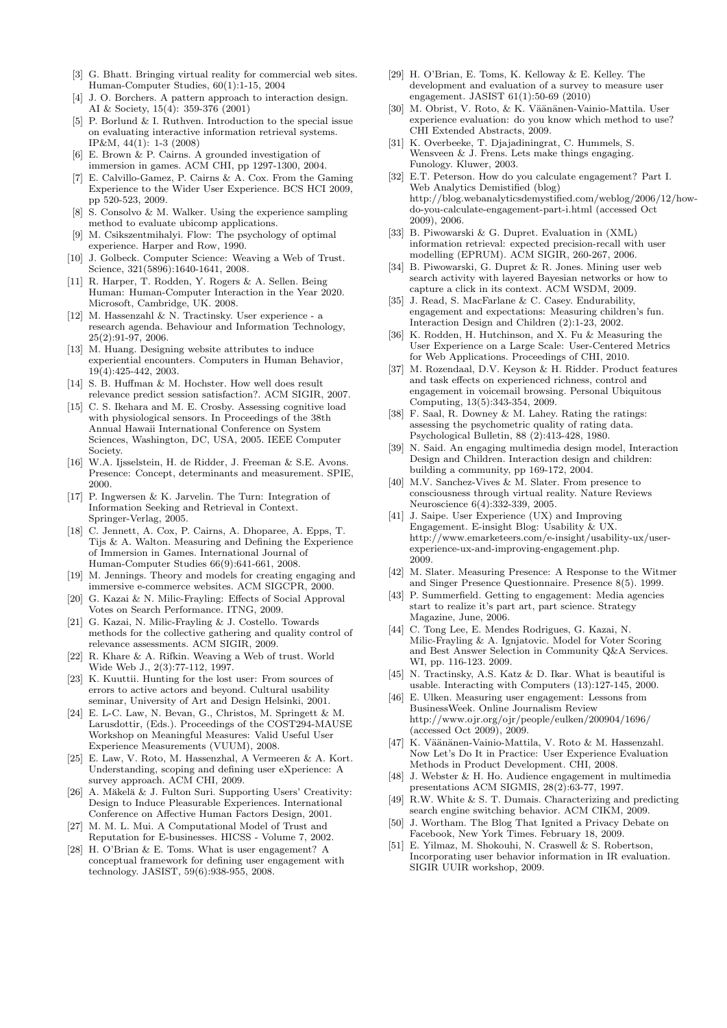[3] G. Bhatt. Bringing virtual reality for commercial web sites. Human-Computer Studies, 60(1):1-15, 2004

[4] J. O. Borchers. A pattern approach to interaction design. AI & Society, 15(4): 359-376 (2001)

[5] P. Borlund & I. Ruthven. Introduction to the special issue on evaluating interactive information retrieval systems. IP&M, 44(1): 1-3 (2008)

[6] E. Brown & P. Cairns. A grounded investigation of immersion in games. ACM CHI, pp 1297-1300, 2004.

[7] E. Calvillo-Gamez, P. Cairns & A. Cox. From the Gaming Experience to the Wider User Experience. BCS HCI 2009, pp 520-523, 2009.

[8] S. Consolvo & M. Walker. Using the experience sampling method to evaluate ubicomp applications.

[9] M. Csikszentmihalyi. Flow: The psychology of optimal experience. Harper and Row, 1990.

[10] J. Golbeck. Computer Science: Weaving a Web of Trust. Science, 321(5896):1640-1641, 2008.

[11] R. Harper, T. Rodden, Y. Rogers & A. Sellen. Being Human: Human-Computer Interaction in the Year 2020. Microsoft, Cambridge, UK. 2008.

[12] M. Hassenzahl & N. Tractinsky. User experience - a research agenda. Behaviour and Information Technology, 25(2):91-97, 2006.

[13] M. Huang. Designing website attributes to induce experiential encounters. Computers in Human Behavior, 19(4):425-442, 2003.

[14] S. B. Huffman & M. Hochster. How well does result relevance predict session satisfaction?. ACM SIGIR, 2007.

[15] C. S. Ikehara and M. E. Crosby. Assessing cognitive load with physiological sensors. In Proceedings of the 38th Annual Hawaii International Conference on System Sciences, Washington, DC, USA, 2005. IEEE Computer Society.

[16] W.A. Ijsselstein, H. de Ridder, J. Freeman & S.E. Avons. Presence: Concept, determinants and measurement. SPIE, 2000.

[17] P. Ingwersen & K. Jarvelin. The Turn: Integration of Information Seeking and Retrieval in Context. Springer-Verlag, 2005.

[18] C. Jennett, A. Cox, P. Cairns, A. Dhoparee, A. Epps, T. Tijs & A. Walton. Measuring and Defining the Experience of Immersion in Games. International Journal of Human-Computer Studies 66(9):641-661, 2008.

[19] M. Jennings. Theory and models for creating engaging and immersive e-commerce websites. ACM SIGCPR, 2000.

[20] G. Kazai & N. Milic-Frayling: Effects of Social Approval Votes on Search Performance. ITNG, 2009.

[21] G. Kazai, N. Milic-Frayling & J. Costello. Towards methods for the collective gathering and quality control of relevance assessments. ACM SIGIR, 2009.

[22] R. Khare & A. Rifkin. Weaving a Web of trust. World Wide Web J., 2(3):77-112, 1997.

[23] K. Kuuttii. Hunting for the lost user: From sources of errors to active actors and beyond. Cultural usability seminar, University of Art and Design Helsinki, 2001.

[24] E. L-C. Law, N. Bevan, G., Christos, M. Springett & M. Larusdottir, (Eds.). Proceedings of the COST294-MAUSE Workshop on Meaningful Measures: Valid Useful User Experience Measurements (VUUM), 2008.

[25] E. Law, V. Roto, M. Hassenzhal, A Vermeeren & A. Kort. Understanding, scoping and defining user eXperience: A survey approach. ACM CHI, 2009.

[26] A. Mäkelä & J. Fulton Suri. Supporting Users' Creativity: Design to Induce Pleasurable Experiences. International Conference on Affective Human Factors Design, 2001.

[27] M. M. L. Mui. A Computational Model of Trust and Reputation for E-businesses. HICSS - Volume 7, 2002.

[28] H. O'Brian & E. Toms. What is user engagement? A conceptual framework for defining user engagement with technology. JASIST, 59(6):938-955, 2008.

[29] H. O'Brian, E. Toms, K. Kelloway & E. Kelley. The development and evaluation of a survey to measure user engagement. JASIST 61(1):50-69 (2010)

[30] M. Obrist, V. Roto, & K. Väänänen-Vainio-Mattila. User experience evaluation: do you know which method to use? CHI Extended Abstracts, 2009.

[31] K. Overbeeke, T. Djajadiningrat, C. Hummels, S. Wensveen & J. Frens. Lets make things engaging. Funology. Kluwer, 2003.

[32] E.T. Peterson. How do you calculate engagement? Part I. Web Analytics Demistified (blog) http://blog.webanalyticsdemystified.com/weblog/2006/12/how-do-you-calculate-engagement-part-i.html (accessed Oct 2009), 2006.

[33] B. Piwowarski & G. Dupret. Evaluation in (XML) information retrieval: expected precision-recall with user modelling (EPRUM). ACM SIGIR, 260-267, 2006.

[34] B. Piwowarski, G. Dupret & R. Jones. Mining user web search activity with layered Bayesian networks or how to capture a click in its context. ACM WSDM, 2009.

[35] J. Read, S. MacFarlane & C. Casey. Endurability, engagement and expectations: Measuring children's fun. Interaction Design and Children (2):1-23, 2002.

[36] K. Rodden, H. Hutchinson, and X. Fu & Measuring the User Experience on a Large Scale: User-Centered Metrics for Web Applications. Proceedings of CHI, 2010.

[37] M. Rozendaal, D.V. Keyson & H. Ridder. Product features and task effects on experienced richness, control and engagement in voicemail browsing. Personal Ubiquitous Computing, 13(5):343-354, 2009.

[38] F. Saal, R. Downey & M. Lahey. Rating the ratings: assessing the psychometric quality of rating data. Psychological Bulletin, 88 (2):413-428, 1980.

[39] N. Said. An engaging multimedia design model, Interaction Design and Children. Interaction design and children: building a community, pp 169-172, 2004.

[40] M.V. Sanchez-Vives & M. Slater. From presence to consciousness through virtual reality. Nature Reviews Neuroscience 6(4):332-339, 2005.

[41] J. Saipe. User Experience (UX) and Improving Engagement. E-insight Blog: Usability & UX. http://www.emarketeers.com/e-insight/usability-ux/user-experience-ux-and-improving-engagement.php. 2009.

[42] M. Slater. Measuring Presence: A Response to the Witmer and Singer Presence Questionnaire. Presence 8(5). 1999.

[43] P. Summerfield. Getting to engagement: Media agencies start to realize it's part art, part science. Strategy Magazine, June, 2006.

[44] C. Tong Lee, E. Mendes Rodrigues, G. Kazai, N. Milic-Frayling & A. Ignjatovic. Model for Voter Scoring and Best Answer Selection in Community Q&A Services. WI, pp. 116-123. 2009.

[45] N. Tractinsky, A.S. Katz & D. Ikar. What is beautiful is usable. Interacting with Computers (13):127-145, 2000.

[46] E. Ulken. Measuring user engagement: Lessons from BusinessWeek. Online Journalism Review http://www.ojr.org/ojr/people/eulken/200904/1696/ (accessed Oct 2009), 2009.

[47] K. Väänänen-Vainio-Mattila, V. Roto & M. Hassenzahl. Now Let's Do It in Practice: User Experience Evaluation Methods in Product Development. CHI, 2008.

[48] J. Webster & H. Ho. Audience engagement in multimedia presentations ACM SIGMIS, 28(2):63-77, 1997.

[49] R.W. White & S. T. Dumais. Characterizing and predicting search engine switching behavior. ACM CIKM, 2009.

[50] J. Wortham. The Blog That Ignited a Privacy Debate on Facebook, New York Times. February 18, 2009.

[51] E. Yilmaz, M. Shokouhi, N. Craswell & S. Robertson, Incorporating user behavior information in IR evaluation. SIGIR UUIR workshop, 2009.